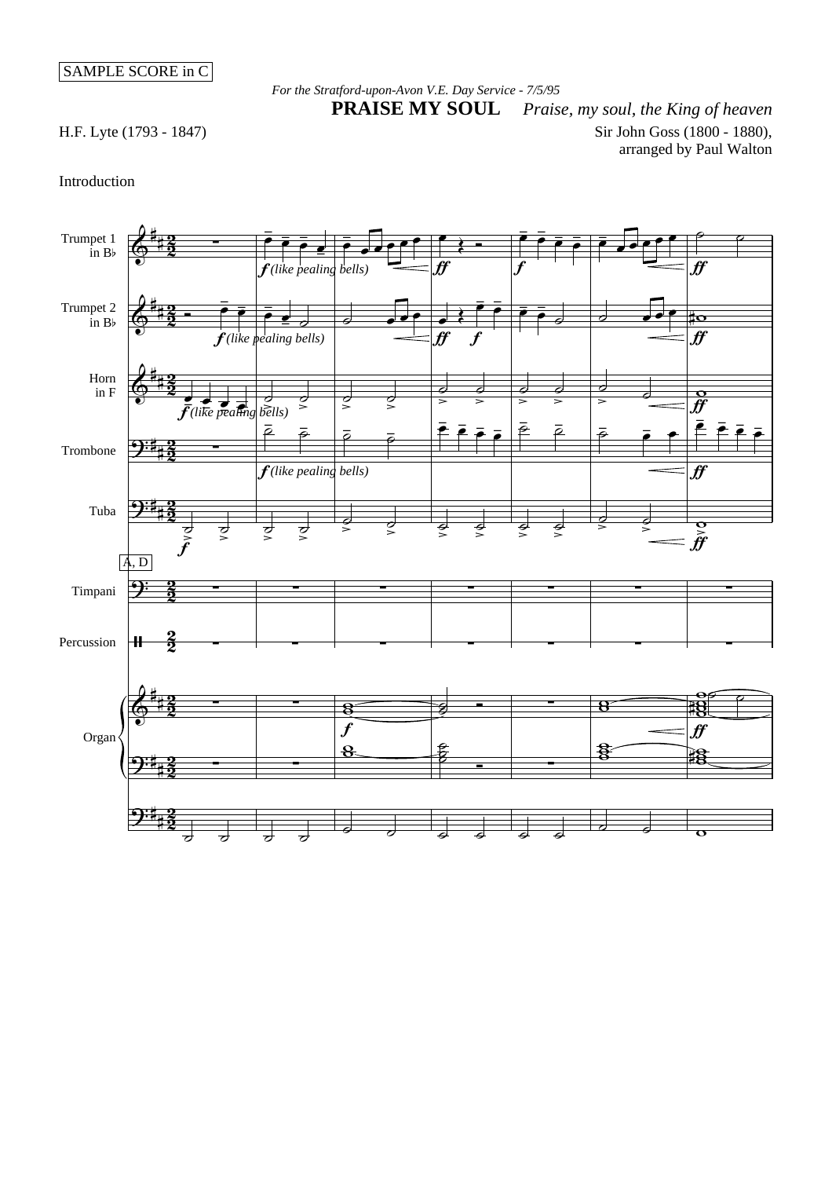SAMPLE SCORE in C

*For the Stratford-upon-Avon V.E. Day Service - 7/5/95*

# PRAISE MY SOUL *Praise, my soul, the King of heaven*

H.F. Lyte (1793 - 1847)

Sir John Goss (1800 - 1880), arranged by Paul Walton

Introduction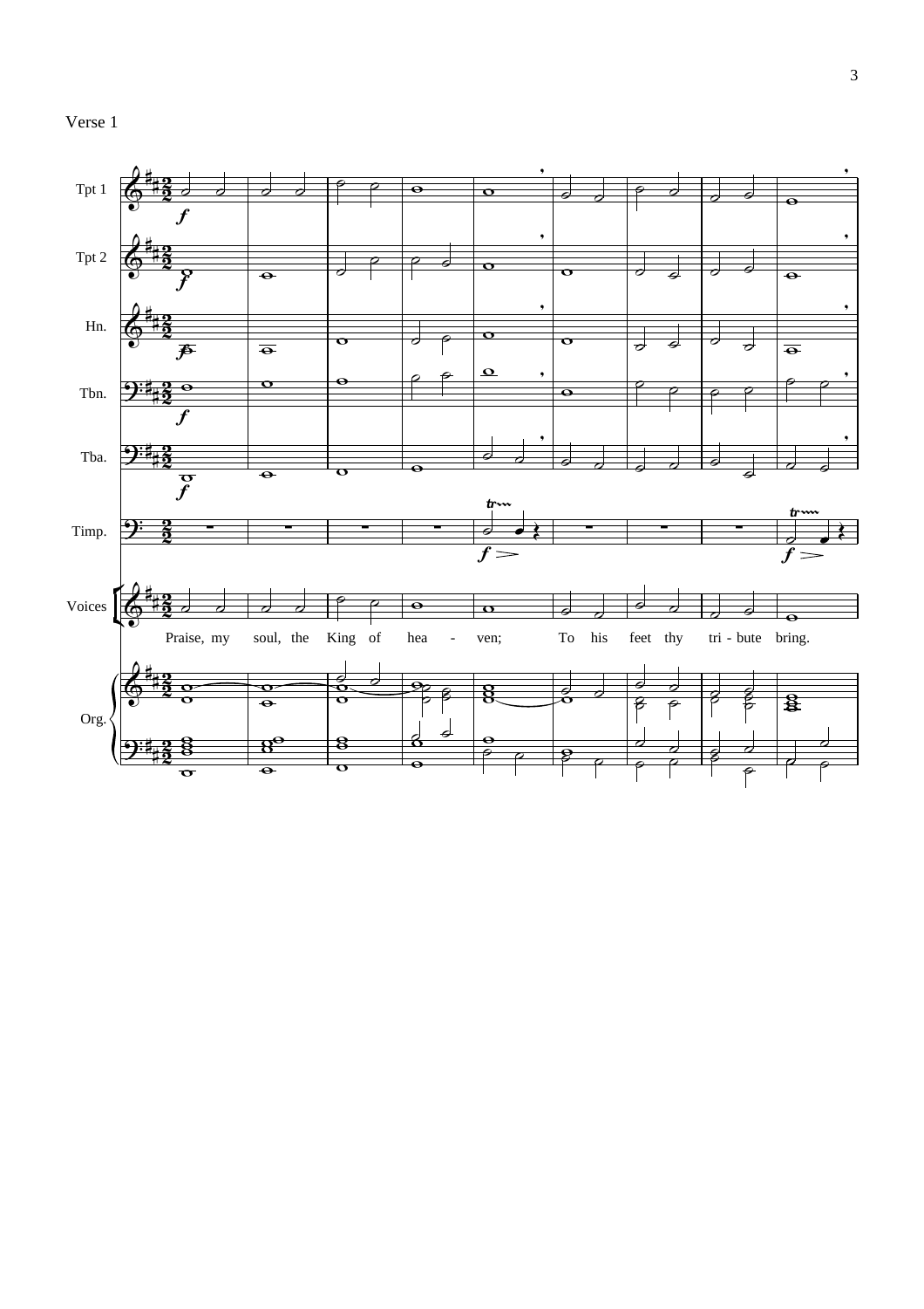Verse 1

Tpt 1

Tpt 2

Hn.

Tbn.

Tba.

Timp.

Voices

Praise, my soul, the King of hea - ven; To his feet thy tri - bute bring.

Org.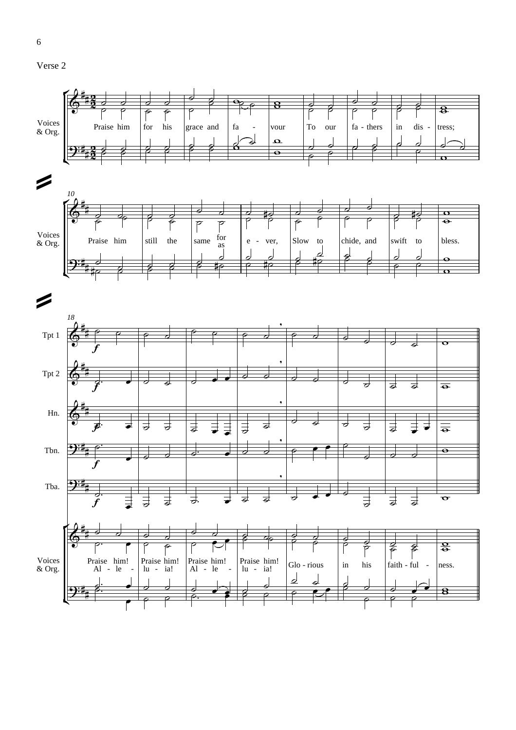Verse 2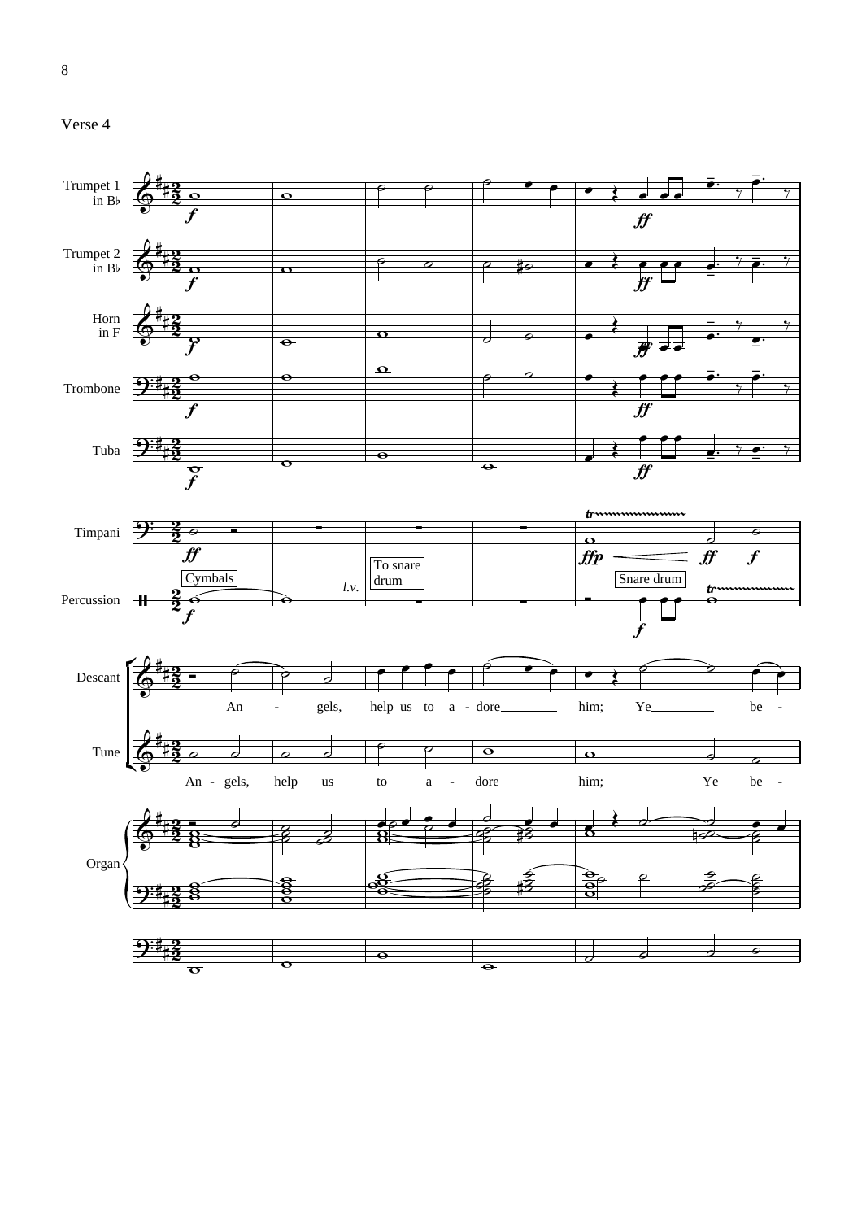Verse 4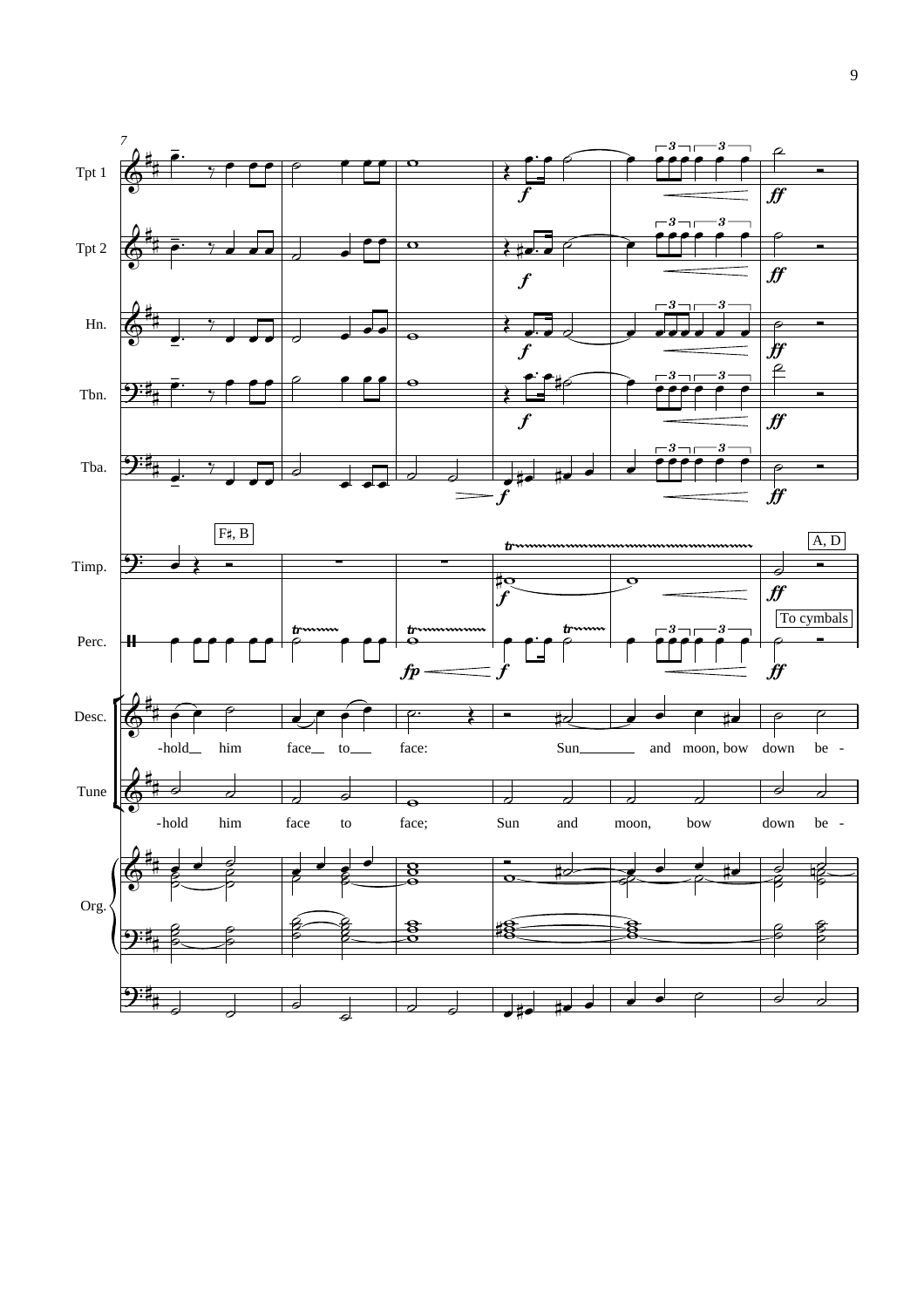Desc.: -hold him face to face: Sun and moon, bow down be -

Tune: -hold him face to face; Sun and moon, bow down be -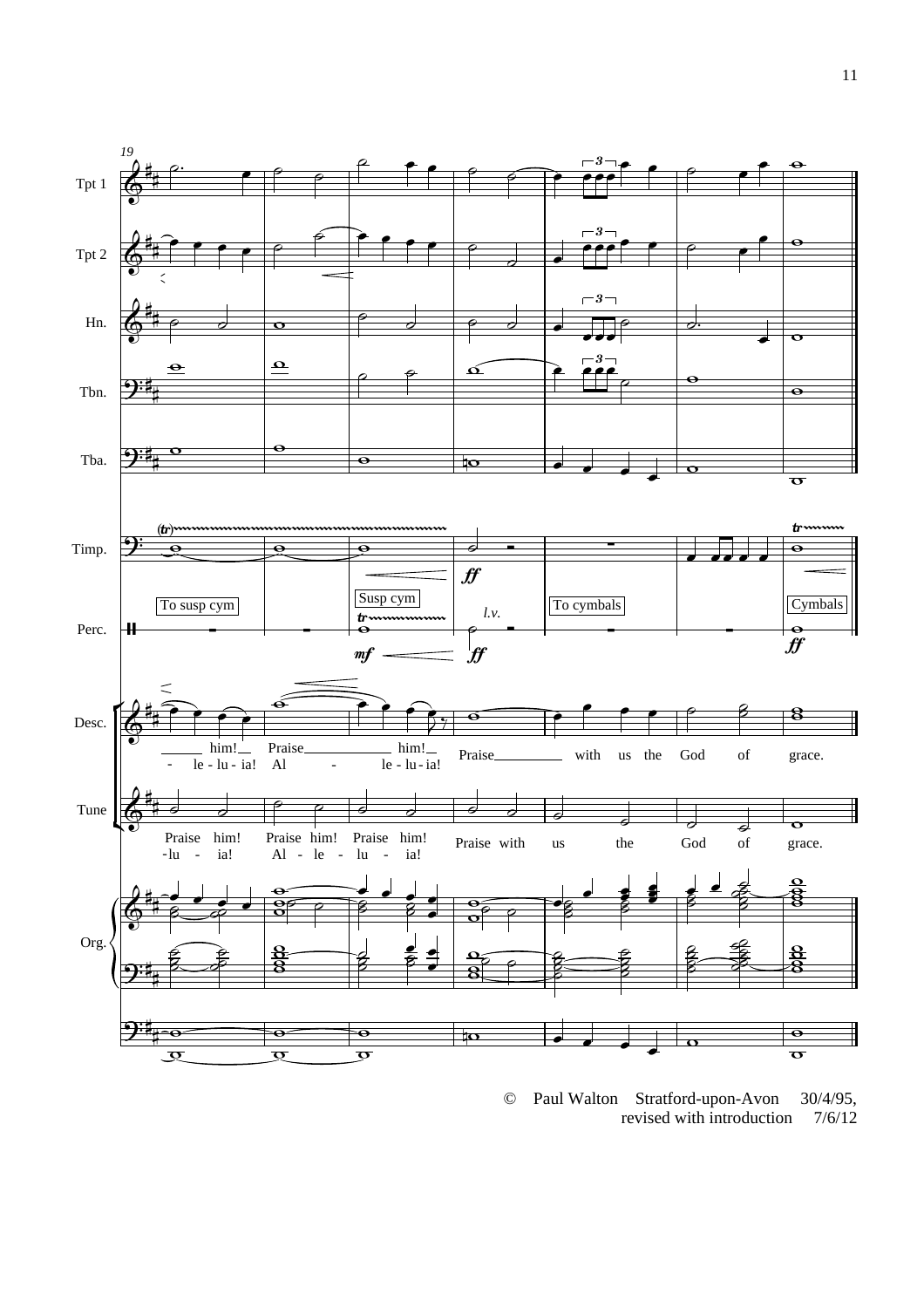© Paul Walton Stratford-upon-Avon 30/4/95,
revised with introduction 7/6/12